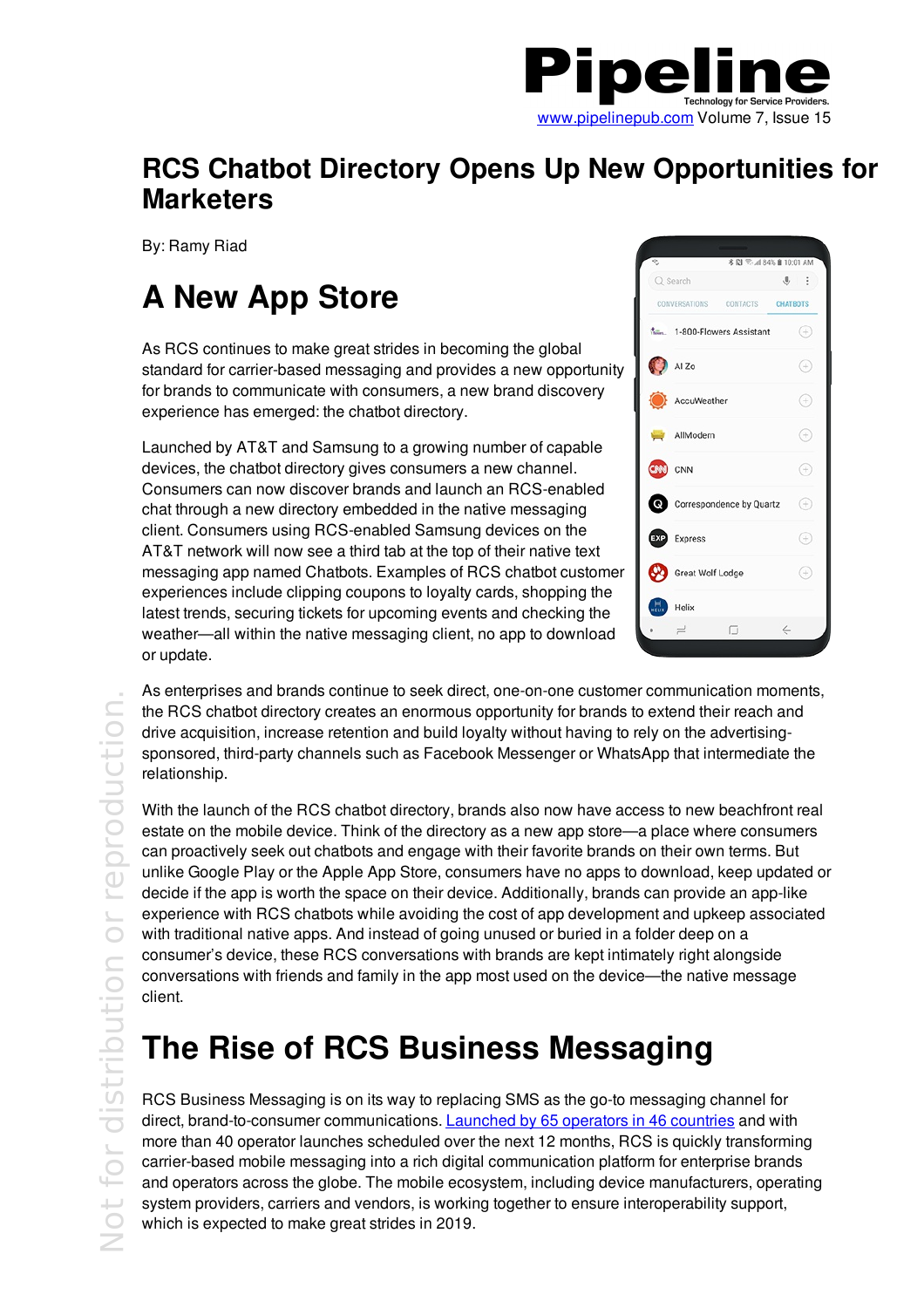# RCS Chatbot Directory Opens Up New Opportunities for Marketers

By: Ramy Riad

## A New App Store

As RCS continues to make great strides in becoming the global standard for carrier-based messaging and provides a new opportunity for brands to communicate with consumers, a new brand discovery experience has emerged: the chatbot directory.

Launched by AT&T and Samsung to a growing number of capable devices, the chatbot directory gives consumers a new channel. Consumers can now discover brands and launch an RCS-enabled chat through a new directory embedded in the native messaging client. Consumers using RCS-enabled Samsung devices on the AT&T network will now see a third tab at the top of their native text messaging app named Chatbots. Examples of RCS chatbot customer experiences include clipping coupons to loyalty cards, shopping the latest trends, securing tickets for upcoming events and checking the weather—all within the native messaging client, no app to download or update.

As enterprises and brands continue to seek direct, one-on-one customer communication moments, the RCS chatbot directory creates an enormous opportunity for brands to extend their reach and drive acquisition, increase retention and build loyalty without having to rely on the advertising-sponsored, third-party channels such as Facebook Messenger or WhatsApp that intermediate the relationship.

With the launch of the RCS chatbot directory, brands also now have access to new beachfront real estate on the mobile device. Think of the directory as a new app store—a place where consumers can proactively seek out chatbots and engage with their favorite brands on their own terms. But unlike Google Play or the Apple App Store, consumers have no apps to download, keep updated or decide if the app is worth the space on their device. Additionally, brands can provide an app-like experience with RCS chatbots while avoiding the cost of app development and upkeep associated with traditional native apps. And instead of going unused or buried in a folder deep on a consumer's device, these RCS conversations with brands are kept intimately right alongside conversations with friends and family in the app most used on the device—the native message client.

## The Rise of RCS Business Messaging

RCS Business Messaging is on its way to replacing SMS as the go-to messaging channel for direct, brand-to-consumer communications. Launched by 65 operators in 46 countries and with more than 40 operator launches scheduled over the next 12 months, RCS is quickly transforming carrier-based mobile messaging into a rich digital communication platform for enterprise brands and operators across the globe. The mobile ecosystem, including device manufacturers, operating system providers, carriers and vendors, is working together to ensure interoperability support, which is expected to make great strides in 2019.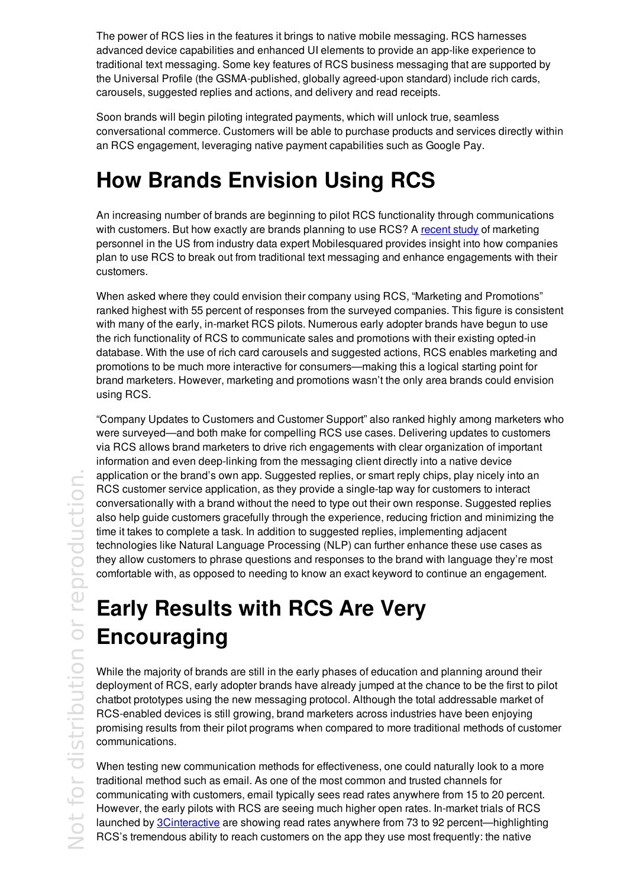The power of RCS lies in the features it brings to native mobile messaging. RCS harnesses advanced device capabilities and enhanced UI elements to provide an app-like experience to traditional text messaging. Some key features of RCS business messaging that are supported by the Universal Profile (the GSMA-published, globally agreed-upon standard) include rich cards, carousels, suggested replies and actions, and delivery and read receipts.

Soon brands will begin piloting integrated payments, which will unlock true, seamless conversational commerce. Customers will be able to purchase products and services directly within an RCS engagement, leveraging native payment capabilities such as Google Pay.

# How Brands Envision Using RCS

An increasing number of brands are beginning to pilot RCS functionality through communications with customers. But how exactly are brands planning to use RCS? A [recent study](#) of marketing personnel in the US from industry data expert Mobilesquared provides insight into how companies plan to use RCS to break out from traditional text messaging and enhance engagements with their customers.

When asked where they could envision their company using RCS, "Marketing and Promotions" ranked highest with 55 percent of responses from the surveyed companies. This figure is consistent with many of the early, in-market RCS pilots. Numerous early adopter brands have begun to use the rich functionality of RCS to communicate sales and promotions with their existing opted-in database. With the use of rich card carousels and suggested actions, RCS enables marketing and promotions to be much more interactive for consumers—making this a logical starting point for brand marketers. However, marketing and promotions wasn't the only area brands could envision using RCS.

"Company Updates to Customers and Customer Support" also ranked highly among marketers who were surveyed—and both make for compelling RCS use cases. Delivering updates to customers via RCS allows brand marketers to drive rich engagements with clear organization of important information and even deep-linking from the messaging client directly into a native device application or the brand's own app. Suggested replies, or smart reply chips, play nicely into an RCS customer service application, as they provide a single-tap way for customers to interact conversationally with a brand without the need to type out their own response. Suggested replies also help guide customers gracefully through the experience, reducing friction and minimizing the time it takes to complete a task. In addition to suggested replies, implementing adjacent technologies like Natural Language Processing (NLP) can further enhance these use cases as they allow customers to phrase questions and responses to the brand with language they're most comfortable with, as opposed to needing to know an exact keyword to continue an engagement.

# Early Results with RCS Are Very Encouraging

While the majority of brands are still in the early phases of education and planning around their deployment of RCS, early adopter brands have already jumped at the chance to be the first to pilot chatbot prototypes using the new messaging protocol. Although the total addressable market of RCS-enabled devices is still growing, brand marketers across industries have been enjoying promising results from their pilot programs when compared to more traditional methods of customer communications.

When testing new communication methods for effectiveness, one could naturally look to a more traditional method such as email. As one of the most common and trusted channels for communicating with customers, email typically sees read rates anywhere from 15 to 20 percent. However, the early pilots with RCS are seeing much higher open rates. In-market trials of RCS launched by [3Cinteractive](#) are showing read rates anywhere from 73 to 92 percent—highlighting RCS's tremendous ability to reach customers on the app they use most frequently: the native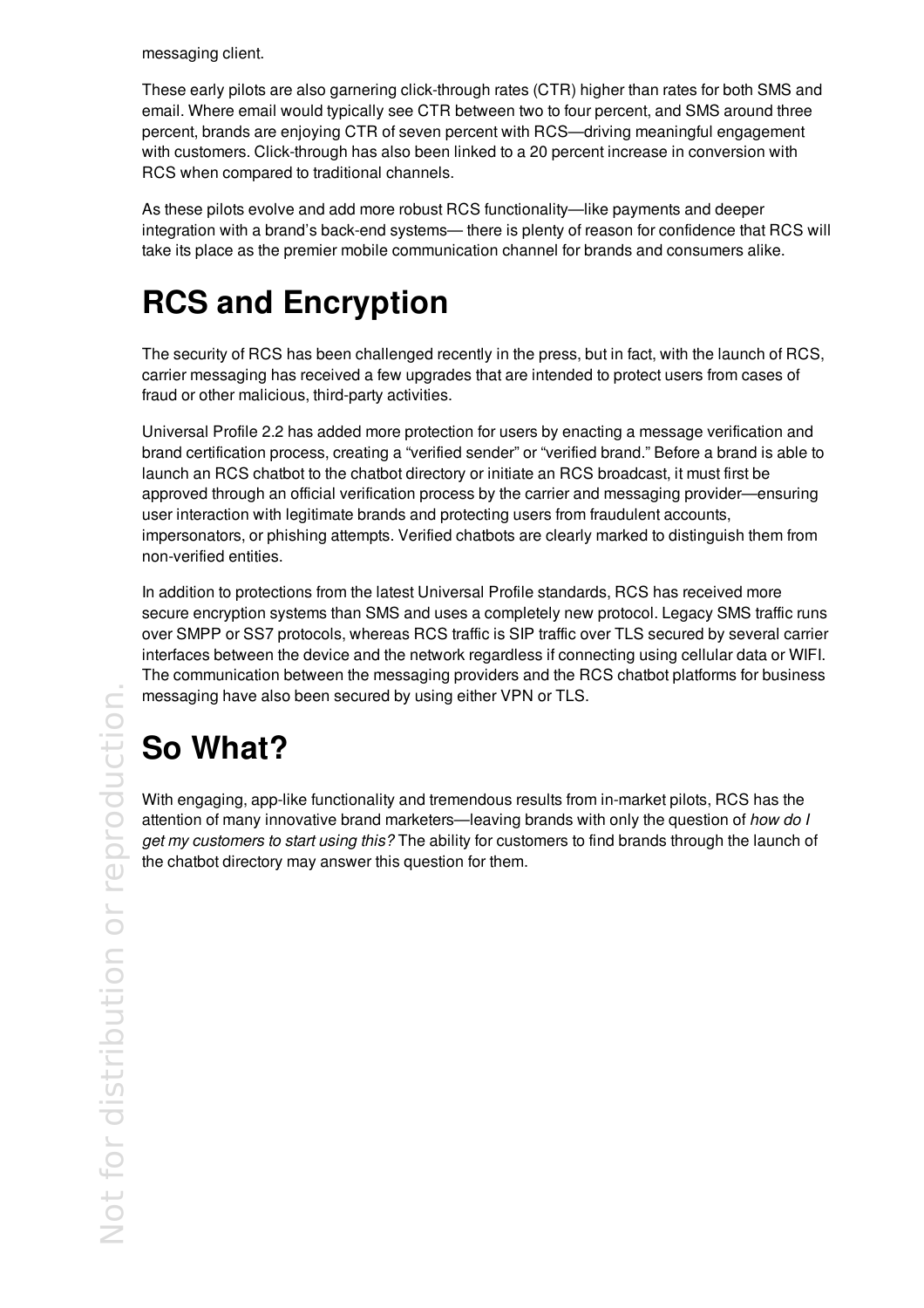messaging client.

These early pilots are also garnering click-through rates (CTR) higher than rates for both SMS and email. Where email would typically see CTR between two to four percent, and SMS around three percent, brands are enjoying CTR of seven percent with RCS—driving meaningful engagement with customers. Click-through has also been linked to a 20 percent increase in conversion with RCS when compared to traditional channels.

As these pilots evolve and add more robust RCS functionality—like payments and deeper integration with a brand's back-end systems— there is plenty of reason for confidence that RCS will take its place as the premier mobile communication channel for brands and consumers alike.

# RCS and Encryption

The security of RCS has been challenged recently in the press, but in fact, with the launch of RCS, carrier messaging has received a few upgrades that are intended to protect users from cases of fraud or other malicious, third-party activities.

Universal Profile 2.2 has added more protection for users by enacting a message verification and brand certification process, creating a "verified sender" or "verified brand." Before a brand is able to launch an RCS chatbot to the chatbot directory or initiate an RCS broadcast, it must first be approved through an official verification process by the carrier and messaging provider—ensuring user interaction with legitimate brands and protecting users from fraudulent accounts, impersonators, or phishing attempts. Verified chatbots are clearly marked to distinguish them from non-verified entities.

In addition to protections from the latest Universal Profile standards, RCS has received more secure encryption systems than SMS and uses a completely new protocol. Legacy SMS traffic runs over SMPP or SS7 protocols, whereas RCS traffic is SIP traffic over TLS secured by several carrier interfaces between the device and the network regardless if connecting using cellular data or WIFI. The communication between the messaging providers and the RCS chatbot platforms for business messaging have also been secured by using either VPN or TLS.

# So What?

With engaging, app-like functionality and tremendous results from in-market pilots, RCS has the attention of many innovative brand marketers—leaving brands with only the question of *how do I get my customers to start using this?* The ability for customers to find brands through the launch of the chatbot directory may answer this question for them.